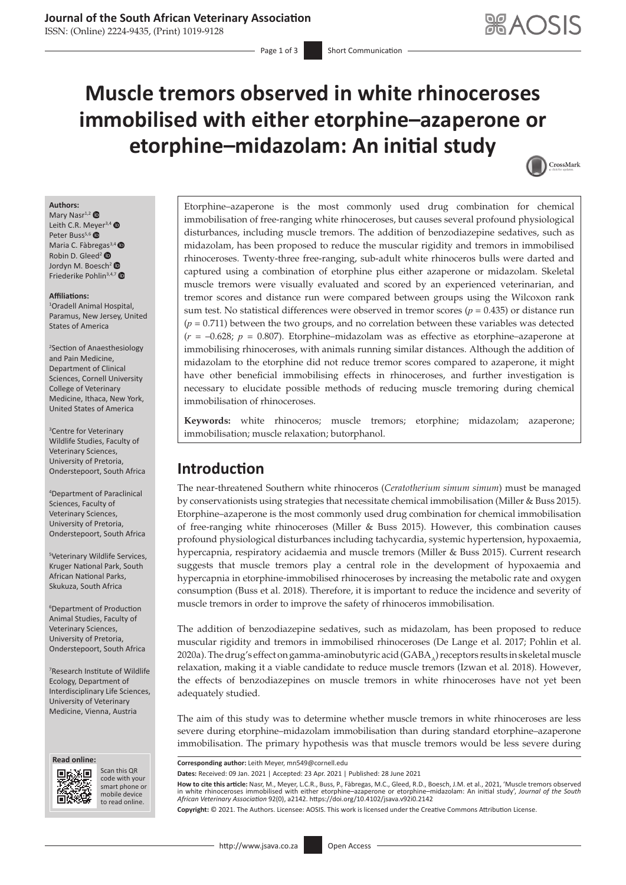# Muscle tremors observed in white rhinoceroses immobilised with either etorphine–azaperone or etorphine–midazolam: An initial study

**Authors:**
Mary Nasr[1,2]
Leith C.R. Meyer[3,4]
Peter Buss[5,6]
Maria C. Fàbregas[3,4]
Robin D. Gleed[2]
Jordyn M. Boesch[2]
Friederike Pohlin[3,4,7]

**Affiliations:**
[1]Oradell Animal Hospital, Paramus, New Jersey, United States of America

[2]Section of Anaesthesiology and Pain Medicine, Department of Clinical Sciences, Cornell University College of Veterinary Medicine, Ithaca, New York, United States of America

[3]Centre for Veterinary Wildlife Studies, Faculty of Veterinary Sciences, University of Pretoria, Onderstepoort, South Africa

[4]Department of Paraclinical Sciences, Faculty of Veterinary Sciences, University of Pretoria, Onderstepoort, South Africa

[5]Veterinary Wildlife Services, Kruger National Park, South African National Parks, Skukuza, South Africa

[6]Department of Production Animal Studies, Faculty of Veterinary Sciences, University of Pretoria, Onderstepoort, South Africa

[7]Research Institute of Wildlife Ecology, Department of Interdisciplinary Life Sciences, University of Veterinary Medicine, Vienna, Austria

Etorphine–azaperone is the most commonly used drug combination for chemical immobilisation of free-ranging white rhinoceroses, but causes several profound physiological disturbances, including muscle tremors. The addition of benzodiazepine sedatives, such as midazolam, has been proposed to reduce the muscular rigidity and tremors in immobilised rhinoceroses. Twenty-three free-ranging, sub-adult white rhinoceros bulls were darted and captured using a combination of etorphine plus either azaperone or midazolam. Skeletal muscle tremors were visually evaluated and scored by an experienced veterinarian, and tremor scores and distance run were compared between groups using the Wilcoxon rank sum test. No statistical differences were observed in tremor scores ($p$ = 0.435) or distance run ($p$ = 0.711) between the two groups, and no correlation between these variables was detected ($r$ = –0.628; $p$ = 0.807). Etorphine–midazolam was as effective as etorphine–azaperone at immobilising rhinoceroses, with animals running similar distances. Although the addition of midazolam to the etorphine did not reduce tremor scores compared to azaperone, it might have other beneficial immobilising effects in rhinoceroses, and further investigation is necessary to elucidate possible methods of reducing muscle tremoring during chemical immobilisation of rhinoceroses.

**Keywords:** white rhinoceros; muscle tremors; etorphine; midazolam; azaperone; immobilisation; muscle relaxation; butorphanol.

## Introduction

The near-threatened Southern white rhinoceros (*Ceratotherium simum simum*) must be managed by conservationists using strategies that necessitate chemical immobilisation (Miller & Buss 2015). Etorphine–azaperone is the most commonly used drug combination for chemical immobilisation of free-ranging white rhinoceroses (Miller & Buss 2015). However, this combination causes profound physiological disturbances including tachycardia, systemic hypertension, hypoxaemia, hypercapnia, respiratory acidaemia and muscle tremors (Miller & Buss 2015). Current research suggests that muscle tremors play a central role in the development of hypoxaemia and hypercapnia in etorphine-immobilised rhinoceroses by increasing the metabolic rate and oxygen consumption (Buss et al. 2018). Therefore, it is important to reduce the incidence and severity of muscle tremors in order to improve the safety of rhinoceros immobilisation.

The addition of benzodiazepine sedatives, such as midazolam, has been proposed to reduce muscular rigidity and tremors in immobilised rhinoceroses (De Lange et al. 2017; Pohlin et al. 2020a). The drug's effect on gamma-aminobutyric acid ($GABA_A$) receptors results in skeletal muscle relaxation, making it a viable candidate to reduce muscle tremors (Izwan et al. 2018). However, the effects of benzodiazepines on muscle tremors in white rhinoceroses have not yet been adequately studied.

The aim of this study was to determine whether muscle tremors in white rhinoceroses are less severe during etorphine–midazolam immobilisation than during standard etorphine–azaperone immobilisation. The primary hypothesis was that muscle tremors would be less severe during

**Corresponding author:** Leith Meyer, mn549@cornell.edu

**Dates:** Received: 09 Jan. 2021 | Accepted: 23 Apr. 2021 | Published: 28 June 2021

**How to cite this article:** Nasr, M., Meyer, L.C.R., Buss, P., Fàbregas, M.C., Gleed, R.D., Boesch, J.M. et al., 2021, 'Muscle tremors observed in white rhinoceroses immobilised with either etorphine–azaperone or etorphine–midazolam: An initial study', *Journal of the South African Veterinary Association* 92(0), a2142. https://doi.org/10.4102/jsava.v92i0.2142

**Copyright:** © 2021. The Authors. Licensee: AOSIS. This work is licensed under the Creative Commons Attribution License.

**Read online:** Scan this QR code with your smart phone or mobile device to read online.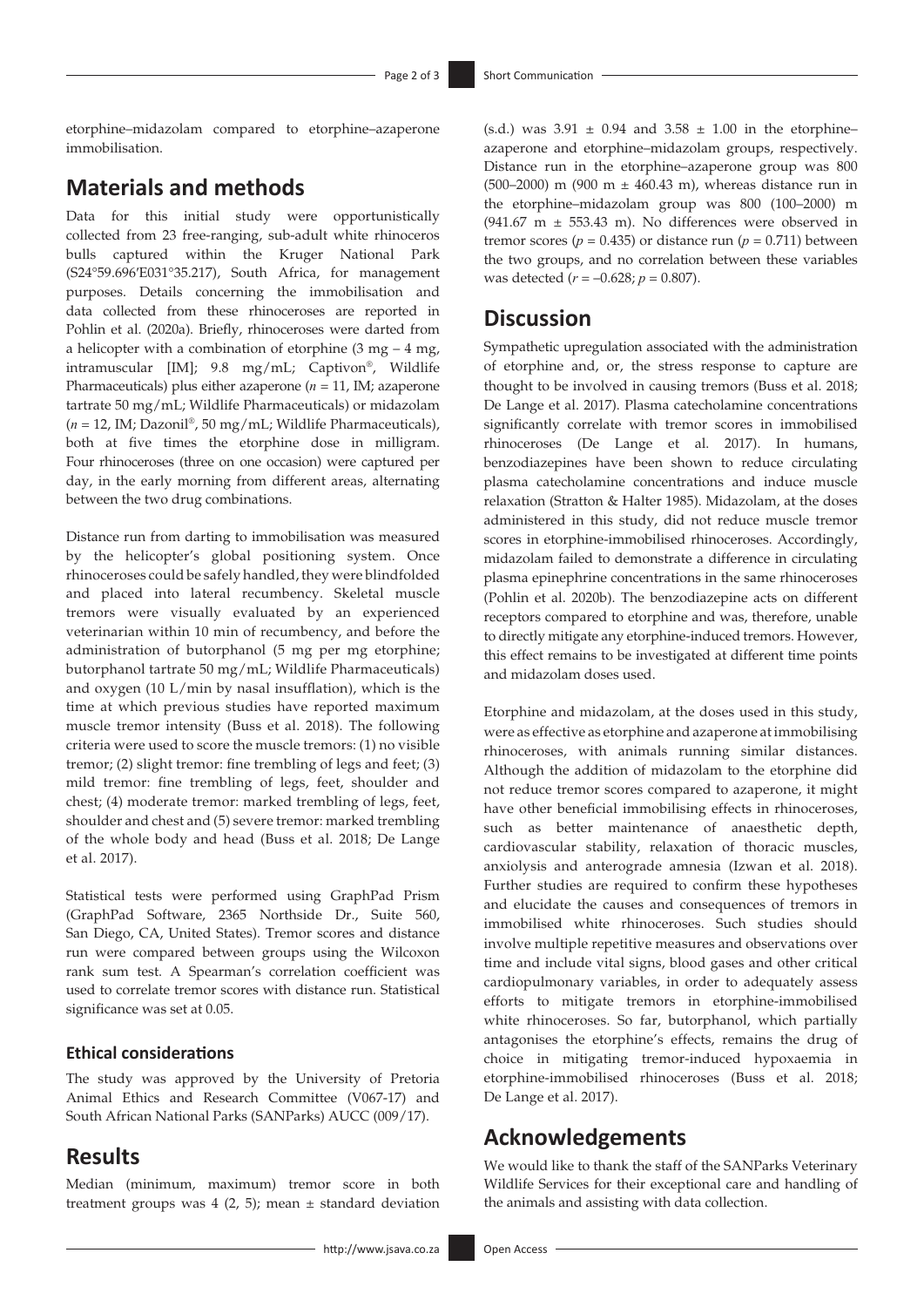etorphine–midazolam compared to etorphine–azaperone immobilisation.

## Materials and methods

Data for this initial study were opportunistically collected from 23 free-ranging, sub-adult white rhinoceros bulls captured within the Kruger National Park (S24°59.696′E031°35.217), South Africa, for management purposes. Details concerning the immobilisation and data collected from these rhinoceroses are reported in Pohlin et al. (2020a). Briefly, rhinoceroses were darted from a helicopter with a combination of etorphine (3 mg – 4 mg, intramuscular [IM]; 9.8 mg/mL; Captivon®, Wildlife Pharmaceuticals) plus either azaperone (*n* = 11, IM; azaperone tartrate 50 mg/mL; Wildlife Pharmaceuticals) or midazolam (*n* = 12, IM; Dazonil®, 50 mg/mL; Wildlife Pharmaceuticals), both at five times the etorphine dose in milligram. Four rhinoceroses (three on one occasion) were captured per day, in the early morning from different areas, alternating between the two drug combinations.

Distance run from darting to immobilisation was measured by the helicopter's global positioning system. Once rhinoceroses could be safely handled, they were blindfolded and placed into lateral recumbency. Skeletal muscle tremors were visually evaluated by an experienced veterinarian within 10 min of recumbency, and before the administration of butorphanol (5 mg per mg etorphine; butorphanol tartrate 50 mg/mL; Wildlife Pharmaceuticals) and oxygen (10 L/min by nasal insufflation), which is the time at which previous studies have reported maximum muscle tremor intensity (Buss et al. 2018). The following criteria were used to score the muscle tremors: (1) no visible tremor; (2) slight tremor: fine trembling of legs and feet; (3) mild tremor: fine trembling of legs, feet, shoulder and chest; (4) moderate tremor: marked trembling of legs, feet, shoulder and chest and (5) severe tremor: marked trembling of the whole body and head (Buss et al. 2018; De Lange et al. 2017).

Statistical tests were performed using GraphPad Prism (GraphPad Software, 2365 Northside Dr., Suite 560, San Diego, CA, United States). Tremor scores and distance run were compared between groups using the Wilcoxon rank sum test. A Spearman's correlation coefficient was used to correlate tremor scores with distance run. Statistical significance was set at 0.05.

### Ethical considerations

The study was approved by the University of Pretoria Animal Ethics and Research Committee (V067-17) and South African National Parks (SANParks) AUCC (009/17).

## Results

Median (minimum, maximum) tremor score in both treatment groups was 4 (2, 5); mean ± standard deviation (s.d.) was 3.91 ± 0.94 and 3.58 ± 1.00 in the etorphine–azaperone and etorphine–midazolam groups, respectively. Distance run in the etorphine–azaperone group was 800 (500–2000) m (900 m ± 460.43 m), whereas distance run in the etorphine–midazolam group was 800 (100–2000) m (941.67 m ± 553.43 m). No differences were observed in tremor scores ($p = 0.435$) or distance run ($p = 0.711$) between the two groups, and no correlation between these variables was detected ($r = -0.628$; $p = 0.807$).

## Discussion

Sympathetic upregulation associated with the administration of etorphine and, or, the stress response to capture are thought to be involved in causing tremors (Buss et al. 2018; De Lange et al. 2017). Plasma catecholamine concentrations significantly correlate with tremor scores in immobilised rhinoceroses (De Lange et al. 2017). In humans, benzodiazepines have been shown to reduce circulating plasma catecholamine concentrations and induce muscle relaxation (Stratton & Halter 1985). Midazolam, at the doses administered in this study, did not reduce muscle tremor scores in etorphine-immobilised rhinoceroses. Accordingly, midazolam failed to demonstrate a difference in circulating plasma epinephrine concentrations in the same rhinoceroses (Pohlin et al. 2020b). The benzodiazepine acts on different receptors compared to etorphine and was, therefore, unable to directly mitigate any etorphine-induced tremors. However, this effect remains to be investigated at different time points and midazolam doses used.

Etorphine and midazolam, at the doses used in this study, were as effective as etorphine and azaperone at immobilising rhinoceroses, with animals running similar distances. Although the addition of midazolam to the etorphine did not reduce tremor scores compared to azaperone, it might have other beneficial immobilising effects in rhinoceroses, such as better maintenance of anaesthetic depth, cardiovascular stability, relaxation of thoracic muscles, anxiolysis and anterograde amnesia (Izwan et al. 2018). Further studies are required to confirm these hypotheses and elucidate the causes and consequences of tremors in immobilised white rhinoceroses. Such studies should involve multiple repetitive measures and observations over time and include vital signs, blood gases and other critical cardiopulmonary variables, in order to adequately assess efforts to mitigate tremors in etorphine-immobilised white rhinoceroses. So far, butorphanol, which partially antagonises the etorphine's effects, remains the drug of choice in mitigating tremor-induced hypoxaemia in etorphine-immobilised rhinoceroses (Buss et al. 2018; De Lange et al. 2017).

## Acknowledgements

We would like to thank the staff of the SANParks Veterinary Wildlife Services for their exceptional care and handling of the animals and assisting with data collection.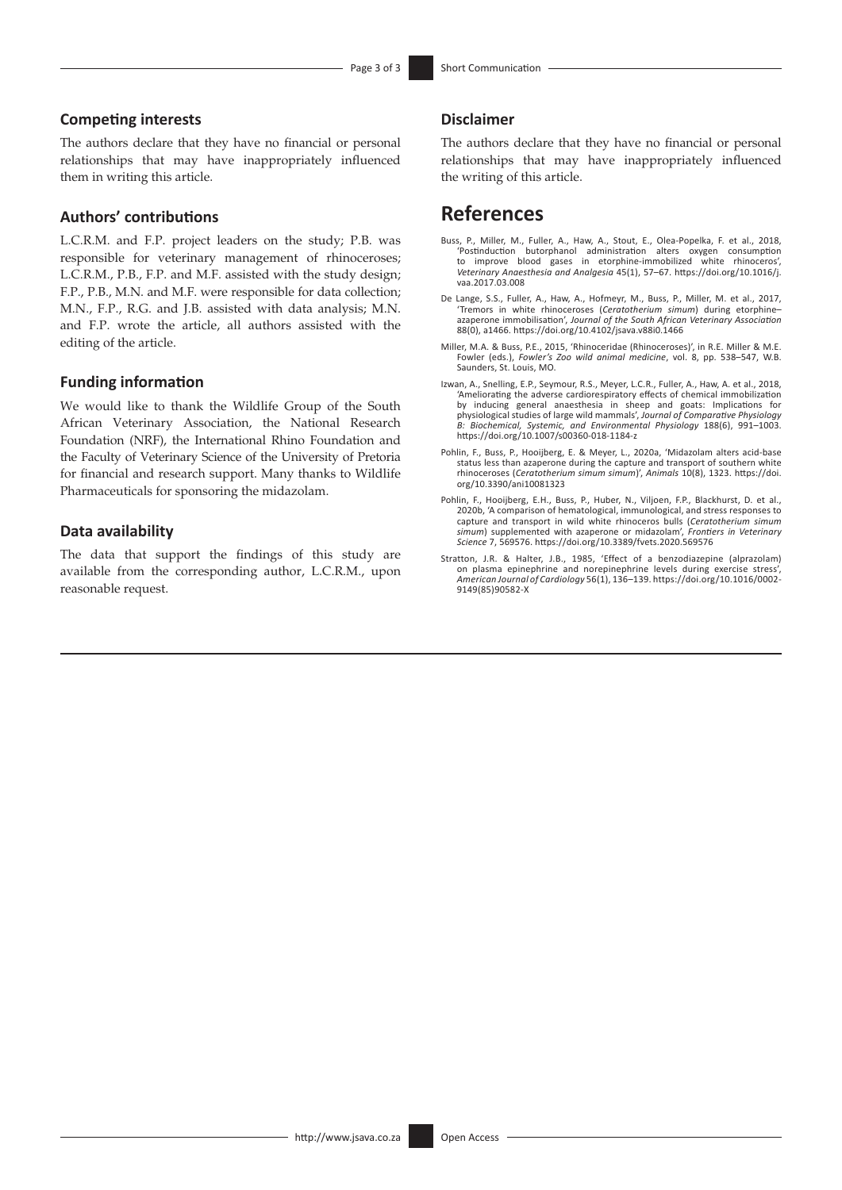## Competing interests

The authors declare that they have no financial or personal relationships that may have inappropriately influenced them in writing this article.

## Authors' contributions

L.C.R.M. and F.P. project leaders on the study; P.B. was responsible for veterinary management of rhinoceroses; L.C.R.M., P.B., F.P. and M.F. assisted with the study design; F.P., P.B., M.N. and M.F. were responsible for data collection; M.N., F.P., R.G. and J.B. assisted with data analysis; M.N. and F.P. wrote the article, all authors assisted with the editing of the article.

## Funding information

We would like to thank the Wildlife Group of the South African Veterinary Association, the National Research Foundation (NRF), the International Rhino Foundation and the Faculty of Veterinary Science of the University of Pretoria for financial and research support. Many thanks to Wildlife Pharmaceuticals for sponsoring the midazolam.

## Data availability

The data that support the findings of this study are available from the corresponding author, L.C.R.M., upon reasonable request.

## Disclaimer

The authors declare that they have no financial or personal relationships that may have inappropriately influenced the writing of this article.

# References

Buss, P., Miller, M., Fuller, A., Haw, A., Stout, E., Olea-Popelka, F. et al., 2018, 'Postinduction butorphanol administration alters oxygen consumption to improve blood gases in etorphine-immobilized white rhinoceros', *Veterinary Anaesthesia and Analgesia* 45(1), 57–67. https://doi.org/10.1016/j.vaa.2017.03.008

De Lange, S.S., Fuller, A., Haw, A., Hofmeyr, M., Buss, P., Miller, M. et al., 2017, 'Tremors in white rhinoceroses (*Ceratotherium simum*) during etorphine–azaperone immobilisation', *Journal of the South African Veterinary Association* 88(0), a1466. https://doi.org/10.4102/jsava.v88i0.1466

Miller, M.A. & Buss, P.E., 2015, 'Rhinoceridae (Rhinoceroses)', in R.E. Miller & M.E. Fowler (eds.), *Fowler's Zoo wild animal medicine*, vol. 8, pp. 538–547, W.B. Saunders, St. Louis, MO.

Izwan, A., Snelling, E.P., Seymour, R.S., Meyer, L.C.R., Fuller, A., Haw, A. et al., 2018, 'Ameliorating the adverse cardiorespiratory effects of chemical immobilization by inducing general anaesthesia in sheep and goats: Implications for physiological studies of large wild mammals', *Journal of Comparative Physiology B: Biochemical, Systemic, and Environmental Physiology* 188(6), 991–1003. https://doi.org/10.1007/s00360-018-1184-z

Pohlin, F., Buss, P., Hooijberg, E. & Meyer, L., 2020a, 'Midazolam alters acid-base status less than azaperone during the capture and transport of southern white rhinoceroses (*Ceratotherium simum simum*)', *Animals* 10(8), 1323. https://doi.org/10.3390/ani10081323

Pohlin, F., Hooijberg, E.H., Buss, P., Huber, N., Viljoen, F.P., Blackhurst, D. et al., 2020b, 'A comparison of hematological, immunological, and stress responses to capture and transport in wild white rhinoceros bulls (*Ceratotherium simum simum*) supplemented with azaperone or midazolam', *Frontiers in Veterinary Science* 7, 569576. https://doi.org/10.3389/fvets.2020.569576

Stratton, J.R. & Halter, J.B., 1985, 'Effect of a benzodiazepine (alprazolam) on plasma epinephrine and norepinephrine levels during exercise stress', *American Journal of Cardiology* 56(1), 136–139. https://doi.org/10.1016/0002-9149(85)90582-X